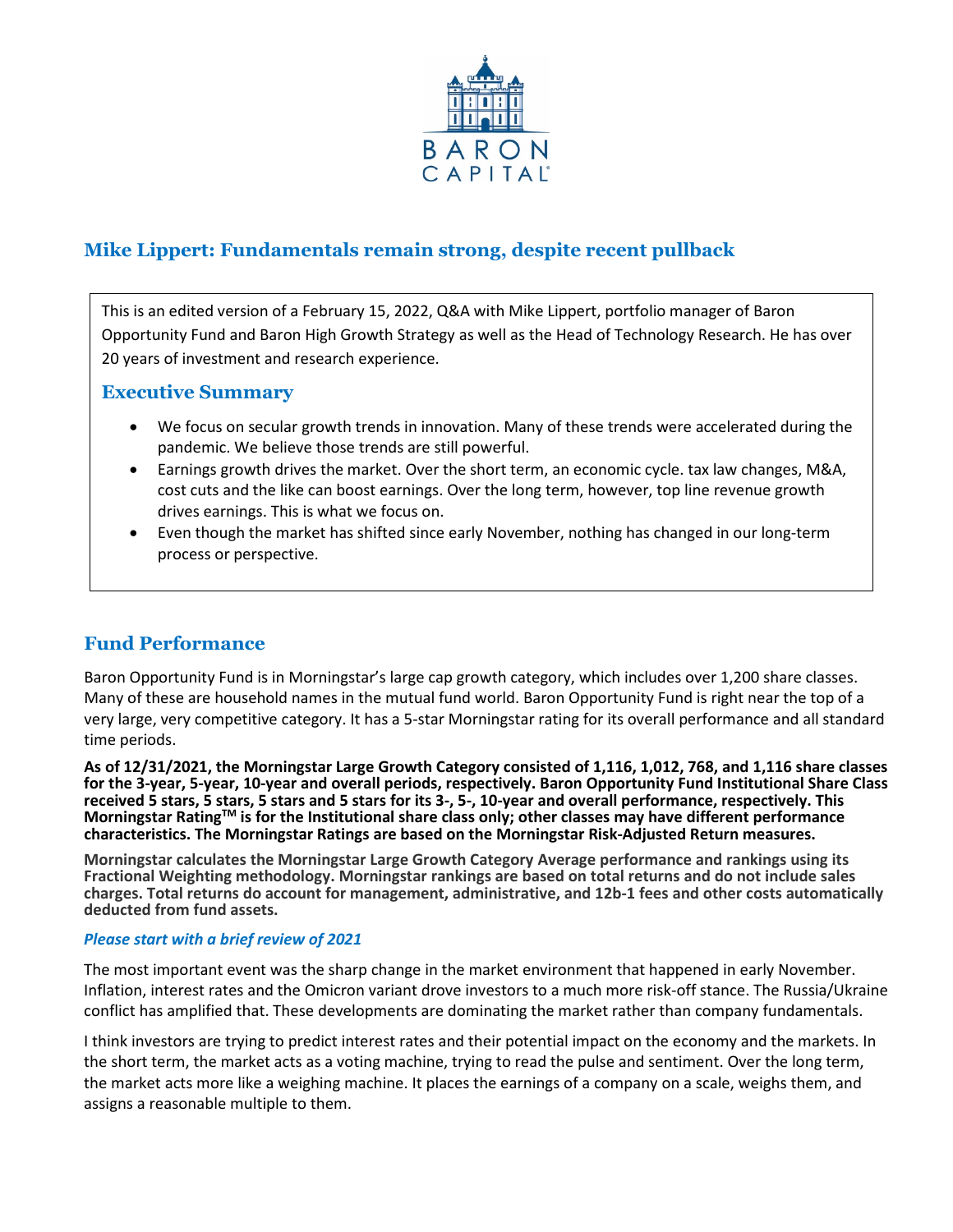# Mike Lippert: Fundamentals remain strong, despite recent pullback

This is an edited version of a February 15, 2022, Q&A with Mike Lippert, portfolio manager of Baron Opportunity Fund and Baron High Growth Strategy as well as the Head of Technology Research. He has over 20 years of investment and research experience.

## Executive Summary

- We focus on secular growth trends in innovation. Many of these trends were accelerated during the pandemic. We believe those trends are still powerful.
- Earnings growth drives the market. Over the short term, an economic cycle. tax law changes, M&A, cost cuts and the like can boost earnings. Over the long term, however, top line revenue growth drives earnings. This is what we focus on.
- Even though the market has shifted since early November, nothing has changed in our long-term process or perspective.

## Fund Performance

Baron Opportunity Fund is in Morningstar's large cap growth category, which includes over 1,200 share classes. Many of these are household names in the mutual fund world. Baron Opportunity Fund is right near the top of a very large, very competitive category. It has a 5-star Morningstar rating for its overall performance and all standard time periods.

**As of 12/31/2021, the Morningstar Large Growth Category consisted of 1,116, 1,012, 768, and 1,116 share classes for the 3-year, 5-year, 10-year and overall periods, respectively. Baron Opportunity Fund Institutional Share Class received 5 stars, 5 stars, 5 stars and 5 stars for its 3-, 5-, 10-year and overall performance, respectively. This Morningstar Rating™ is for the Institutional share class only; other classes may have different performance characteristics. The Morningstar Ratings are based on the Morningstar Risk-Adjusted Return measures.**

**Morningstar calculates the Morningstar Large Growth Category Average performance and rankings using its Fractional Weighting methodology. Morningstar rankings are based on total returns and do not include sales charges. Total returns do account for management, administrative, and 12b-1 fees and other costs automatically deducted from fund assets.**

***Please start with a brief review of 2021***

The most important event was the sharp change in the market environment that happened in early November. Inflation, interest rates and the Omicron variant drove investors to a much more risk-off stance. The Russia/Ukraine conflict has amplified that. These developments are dominating the market rather than company fundamentals.

I think investors are trying to predict interest rates and their potential impact on the economy and the markets. In the short term, the market acts as a voting machine, trying to read the pulse and sentiment. Over the long term, the market acts more like a weighing machine. It places the earnings of a company on a scale, weighs them, and assigns a reasonable multiple to them.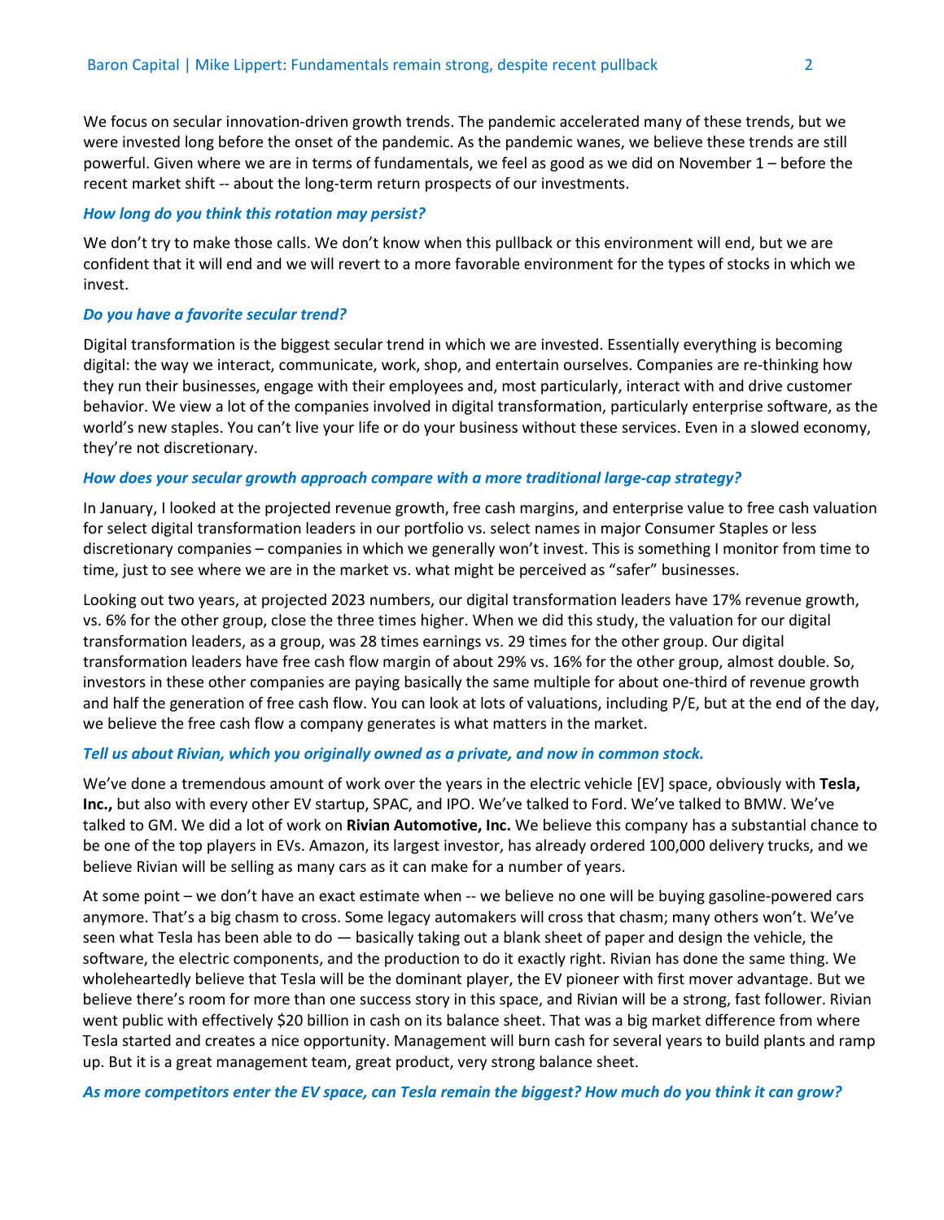We focus on secular innovation-driven growth trends. The pandemic accelerated many of these trends, but we were invested long before the onset of the pandemic. As the pandemic wanes, we believe these trends are still powerful. Given where we are in terms of fundamentals, we feel as good as we did on November 1 – before the recent market shift -- about the long-term return prospects of our investments.

***How long do you think this rotation may persist?***

We don't try to make those calls. We don't know when this pullback or this environment will end, but we are confident that it will end and we will revert to a more favorable environment for the types of stocks in which we invest.

***Do you have a favorite secular trend?***

Digital transformation is the biggest secular trend in which we are invested. Essentially everything is becoming digital: the way we interact, communicate, work, shop, and entertain ourselves. Companies are re-thinking how they run their businesses, engage with their employees and, most particularly, interact with and drive customer behavior. We view a lot of the companies involved in digital transformation, particularly enterprise software, as the world's new staples. You can't live your life or do your business without these services. Even in a slowed economy, they're not discretionary.

***How does your secular growth approach compare with a more traditional large-cap strategy?***

In January, I looked at the projected revenue growth, free cash margins, and enterprise value to free cash valuation for select digital transformation leaders in our portfolio vs. select names in major Consumer Staples or less discretionary companies – companies in which we generally won't invest. This is something I monitor from time to time, just to see where we are in the market vs. what might be perceived as "safer" businesses.

Looking out two years, at projected 2023 numbers, our digital transformation leaders have 17% revenue growth, vs. 6% for the other group, close the three times higher. When we did this study, the valuation for our digital transformation leaders, as a group, was 28 times earnings vs. 29 times for the other group. Our digital transformation leaders have free cash flow margin of about 29% vs. 16% for the other group, almost double. So, investors in these other companies are paying basically the same multiple for about one-third of revenue growth and half the generation of free cash flow. You can look at lots of valuations, including P/E, but at the end of the day, we believe the free cash flow a company generates is what matters in the market.

***Tell us about Rivian, which you originally owned as a private, and now in common stock.***

We've done a tremendous amount of work over the years in the electric vehicle [EV] space, obviously with **Tesla, Inc.,** but also with every other EV startup, SPAC, and IPO. We've talked to Ford. We've talked to BMW. We've talked to GM. We did a lot of work on **Rivian Automotive, Inc.** We believe this company has a substantial chance to be one of the top players in EVs. Amazon, its largest investor, has already ordered 100,000 delivery trucks, and we believe Rivian will be selling as many cars as it can make for a number of years.

At some point – we don't have an exact estimate when -- we believe no one will be buying gasoline-powered cars anymore. That's a big chasm to cross. Some legacy automakers will cross that chasm; many others won't. We've seen what Tesla has been able to do — basically taking out a blank sheet of paper and design the vehicle, the software, the electric components, and the production to do it exactly right. Rivian has done the same thing. We wholeheartedly believe that Tesla will be the dominant player, the EV pioneer with first mover advantage. But we believe there's room for more than one success story in this space, and Rivian will be a strong, fast follower. Rivian went public with effectively $20 billion in cash on its balance sheet. That was a big market difference from where Tesla started and creates a nice opportunity. Management will burn cash for several years to build plants and ramp up. But it is a great management team, great product, very strong balance sheet.

***As more competitors enter the EV space, can Tesla remain the biggest? How much do you think it can grow?***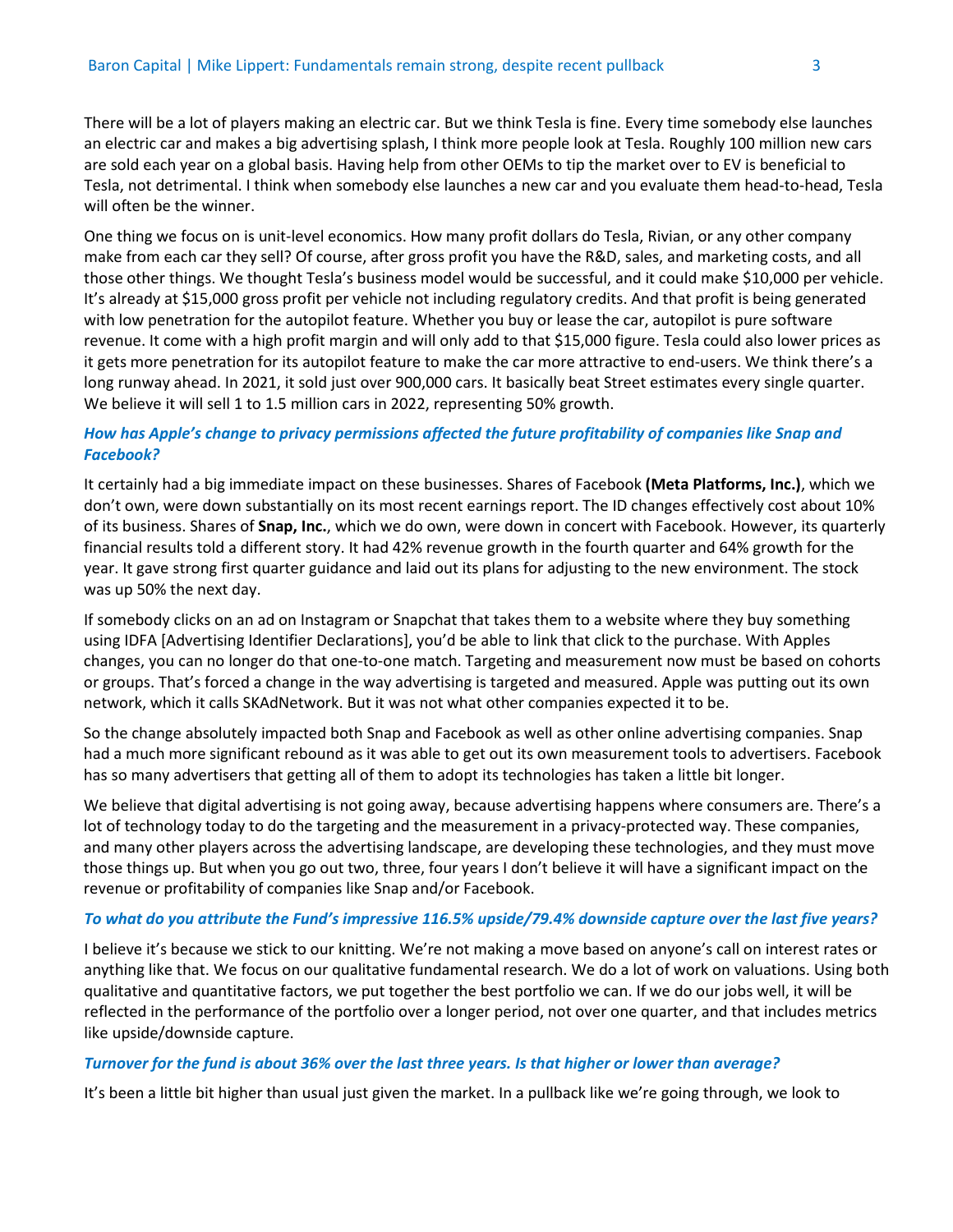There will be a lot of players making an electric car. But we think Tesla is fine. Every time somebody else launches an electric car and makes a big advertising splash, I think more people look at Tesla. Roughly 100 million new cars are sold each year on a global basis. Having help from other OEMs to tip the market over to EV is beneficial to Tesla, not detrimental. I think when somebody else launches a new car and you evaluate them head-to-head, Tesla will often be the winner.

One thing we focus on is unit-level economics. How many profit dollars do Tesla, Rivian, or any other company make from each car they sell? Of course, after gross profit you have the R&D, sales, and marketing costs, and all those other things. We thought Tesla's business model would be successful, and it could make $10,000 per vehicle. It's already at $15,000 gross profit per vehicle not including regulatory credits. And that profit is being generated with low penetration for the autopilot feature. Whether you buy or lease the car, autopilot is pure software revenue. It come with a high profit margin and will only add to that $15,000 figure. Tesla could also lower prices as it gets more penetration for its autopilot feature to make the car more attractive to end-users. We think there's a long runway ahead. In 2021, it sold just over 900,000 cars. It basically beat Street estimates every single quarter. We believe it will sell 1 to 1.5 million cars in 2022, representing 50% growth.

***How has Apple's change to privacy permissions affected the future profitability of companies like Snap and Facebook?***

It certainly had a big immediate impact on these businesses. Shares of Facebook **(Meta Platforms, Inc.)**, which we don't own, were down substantially on its most recent earnings report. The ID changes effectively cost about 10% of its business. Shares of **Snap, Inc.**, which we do own, were down in concert with Facebook. However, its quarterly financial results told a different story. It had 42% revenue growth in the fourth quarter and 64% growth for the year. It gave strong first quarter guidance and laid out its plans for adjusting to the new environment. The stock was up 50% the next day.

If somebody clicks on an ad on Instagram or Snapchat that takes them to a website where they buy something using IDFA [Advertising Identifier Declarations], you'd be able to link that click to the purchase. With Apples changes, you can no longer do that one-to-one match. Targeting and measurement now must be based on cohorts or groups. That's forced a change in the way advertising is targeted and measured. Apple was putting out its own network, which it calls SKAdNetwork. But it was not what other companies expected it to be.

So the change absolutely impacted both Snap and Facebook as well as other online advertising companies. Snap had a much more significant rebound as it was able to get out its own measurement tools to advertisers. Facebook has so many advertisers that getting all of them to adopt its technologies has taken a little bit longer.

We believe that digital advertising is not going away, because advertising happens where consumers are. There's a lot of technology today to do the targeting and the measurement in a privacy-protected way. These companies, and many other players across the advertising landscape, are developing these technologies, and they must move those things up. But when you go out two, three, four years I don't believe it will have a significant impact on the revenue or profitability of companies like Snap and/or Facebook.

***To what do you attribute the Fund's impressive 116.5% upside/79.4% downside capture over the last five years?***

I believe it's because we stick to our knitting. We're not making a move based on anyone's call on interest rates or anything like that. We focus on our qualitative fundamental research. We do a lot of work on valuations. Using both qualitative and quantitative factors, we put together the best portfolio we can. If we do our jobs well, it will be reflected in the performance of the portfolio over a longer period, not over one quarter, and that includes metrics like upside/downside capture.

***Turnover for the fund is about 36% over the last three years. Is that higher or lower than average?***

It's been a little bit higher than usual just given the market. In a pullback like we're going through, we look to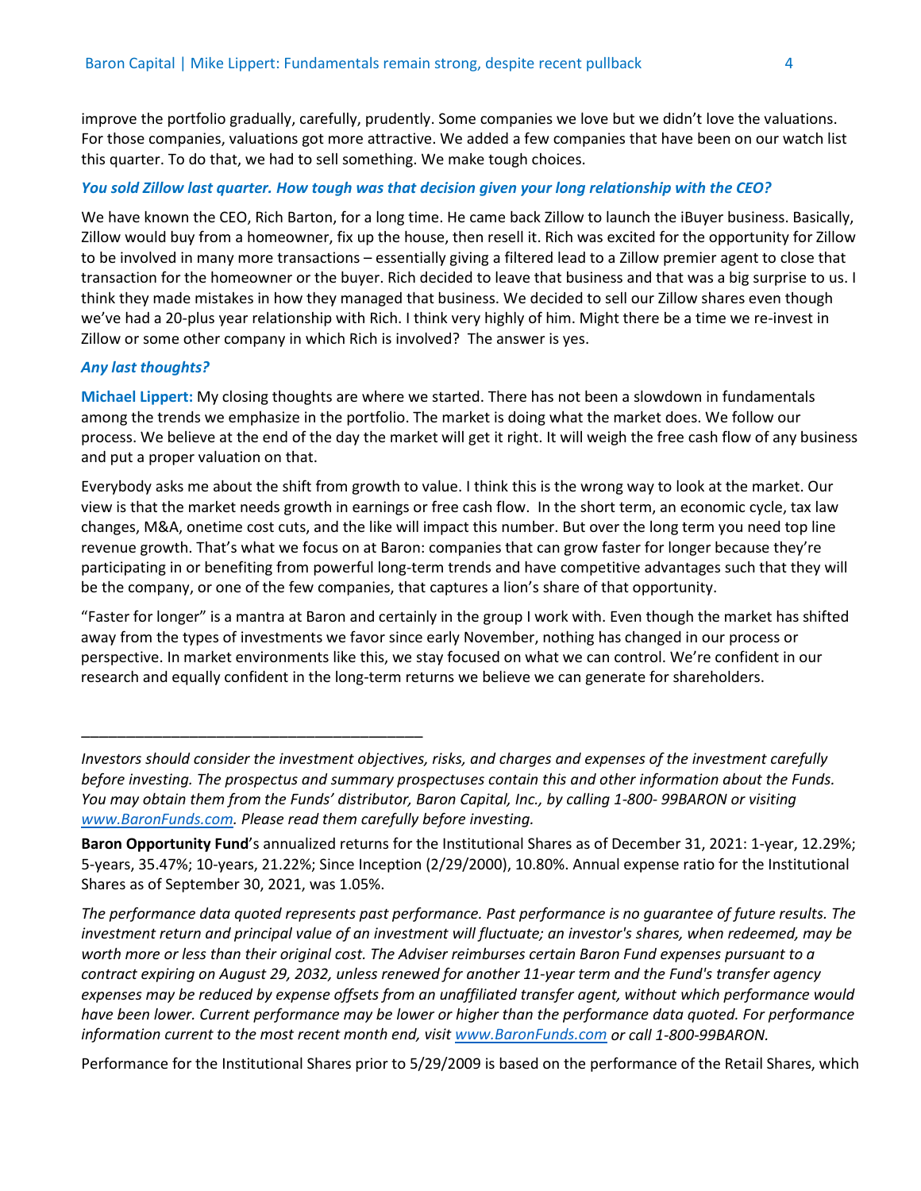improve the portfolio gradually, carefully, prudently. Some companies we love but we didn't love the valuations. For those companies, valuations got more attractive. We added a few companies that have been on our watch list this quarter. To do that, we had to sell something. We make tough choices.

***You sold Zillow last quarter. How tough was that decision given your long relationship with the CEO?***

We have known the CEO, Rich Barton, for a long time. He came back Zillow to launch the iBuyer business. Basically, Zillow would buy from a homeowner, fix up the house, then resell it. Rich was excited for the opportunity for Zillow to be involved in many more transactions – essentially giving a filtered lead to a Zillow premier agent to close that transaction for the homeowner or the buyer. Rich decided to leave that business and that was a big surprise to us. I think they made mistakes in how they managed that business. We decided to sell our Zillow shares even though we've had a 20-plus year relationship with Rich. I think very highly of him. Might there be a time we re-invest in Zillow or some other company in which Rich is involved? The answer is yes.

***Any last thoughts?***

**Michael Lippert:** My closing thoughts are where we started. There has not been a slowdown in fundamentals among the trends we emphasize in the portfolio. The market is doing what the market does. We follow our process. We believe at the end of the day the market will get it right. It will weigh the free cash flow of any business and put a proper valuation on that.

Everybody asks me about the shift from growth to value. I think this is the wrong way to look at the market. Our view is that the market needs growth in earnings or free cash flow. In the short term, an economic cycle, tax law changes, M&A, onetime cost cuts, and the like will impact this number. But over the long term you need top line revenue growth. That's what we focus on at Baron: companies that can grow faster for longer because they're participating in or benefiting from powerful long-term trends and have competitive advantages such that they will be the company, or one of the few companies, that captures a lion's share of that opportunity.

"Faster for longer" is a mantra at Baron and certainly in the group I work with. Even though the market has shifted away from the types of investments we favor since early November, nothing has changed in our process or perspective. In market environments like this, we stay focused on what we can control. We're confident in our research and equally confident in the long-term returns we believe we can generate for shareholders.

---

*Investors should consider the investment objectives, risks, and charges and expenses of the investment carefully before investing. The prospectus and summary prospectuses contain this and other information about the Funds. You may obtain them from the Funds' distributor, Baron Capital, Inc., by calling 1-800- 99BARON or visiting [www.BaronFunds.com](www.BaronFunds.com). Please read them carefully before investing.*

**Baron Opportunity Fund**'s annualized returns for the Institutional Shares as of December 31, 2021: 1-year, 12.29%; 5-years, 35.47%; 10-years, 21.22%; Since Inception (2/29/2000), 10.80%. Annual expense ratio for the Institutional Shares as of September 30, 2021, was 1.05%.

*The performance data quoted represents past performance. Past performance is no guarantee of future results. The investment return and principal value of an investment will fluctuate; an investor's shares, when redeemed, may be worth more or less than their original cost. The Adviser reimburses certain Baron Fund expenses pursuant to a contract expiring on August 29, 2032, unless renewed for another 11-year term and the Fund's transfer agency expenses may be reduced by expense offsets from an unaffiliated transfer agent, without which performance would have been lower. Current performance may be lower or higher than the performance data quoted. For performance information current to the most recent month end, visit [www.BaronFunds.com](www.BaronFunds.com) or call 1-800-99BARON.*

Performance for the Institutional Shares prior to 5/29/2009 is based on the performance of the Retail Shares, which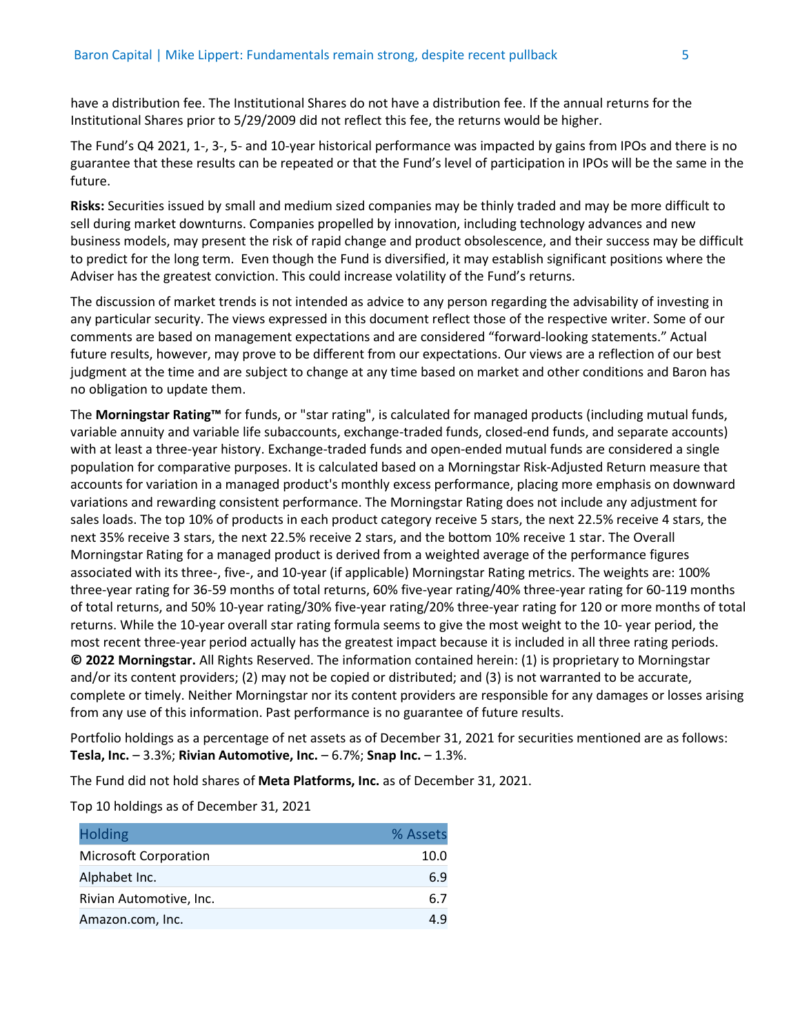have a distribution fee. The Institutional Shares do not have a distribution fee. If the annual returns for the Institutional Shares prior to 5/29/2009 did not reflect this fee, the returns would be higher.

The Fund's Q4 2021, 1-, 3-, 5- and 10-year historical performance was impacted by gains from IPOs and there is no guarantee that these results can be repeated or that the Fund's level of participation in IPOs will be the same in the future.

**Risks:** Securities issued by small and medium sized companies may be thinly traded and may be more difficult to sell during market downturns. Companies propelled by innovation, including technology advances and new business models, may present the risk of rapid change and product obsolescence, and their success may be difficult to predict for the long term. Even though the Fund is diversified, it may establish significant positions where the Adviser has the greatest conviction. This could increase volatility of the Fund's returns.

The discussion of market trends is not intended as advice to any person regarding the advisability of investing in any particular security. The views expressed in this document reflect those of the respective writer. Some of our comments are based on management expectations and are considered "forward-looking statements." Actual future results, however, may prove to be different from our expectations. Our views are a reflection of our best judgment at the time and are subject to change at any time based on market and other conditions and Baron has no obligation to update them.

The **Morningstar Rating™** for funds, or "star rating", is calculated for managed products (including mutual funds, variable annuity and variable life subaccounts, exchange-traded funds, closed-end funds, and separate accounts) with at least a three-year history. Exchange-traded funds and open-ended mutual funds are considered a single population for comparative purposes. It is calculated based on a Morningstar Risk-Adjusted Return measure that accounts for variation in a managed product's monthly excess performance, placing more emphasis on downward variations and rewarding consistent performance. The Morningstar Rating does not include any adjustment for sales loads. The top 10% of products in each product category receive 5 stars, the next 22.5% receive 4 stars, the next 35% receive 3 stars, the next 22.5% receive 2 stars, and the bottom 10% receive 1 star. The Overall Morningstar Rating for a managed product is derived from a weighted average of the performance figures associated with its three-, five-, and 10-year (if applicable) Morningstar Rating metrics. The weights are: 100% three-year rating for 36-59 months of total returns, 60% five-year rating/40% three-year rating for 60-119 months of total returns, and 50% 10-year rating/30% five-year rating/20% three-year rating for 120 or more months of total returns. While the 10-year overall star rating formula seems to give the most weight to the 10- year period, the most recent three-year period actually has the greatest impact because it is included in all three rating periods. **© 2022 Morningstar.** All Rights Reserved. The information contained herein: (1) is proprietary to Morningstar and/or its content providers; (2) may not be copied or distributed; and (3) is not warranted to be accurate, complete or timely. Neither Morningstar nor its content providers are responsible for any damages or losses arising from any use of this information. Past performance is no guarantee of future results.

Portfolio holdings as a percentage of net assets as of December 31, 2021 for securities mentioned are as follows: **Tesla, Inc.** – 3.3%; **Rivian Automotive, Inc.** – 6.7%; **Snap Inc.** – 1.3%.

The Fund did not hold shares of **Meta Platforms, Inc.** as of December 31, 2021.

Top 10 holdings as of December 31, 2021

| Holding | % Assets |
|---|---|
| Microsoft Corporation | 10.0 |
| Alphabet Inc. | 6.9 |
| Rivian Automotive, Inc. | 6.7 |
| Amazon.com, Inc. | 4.9 |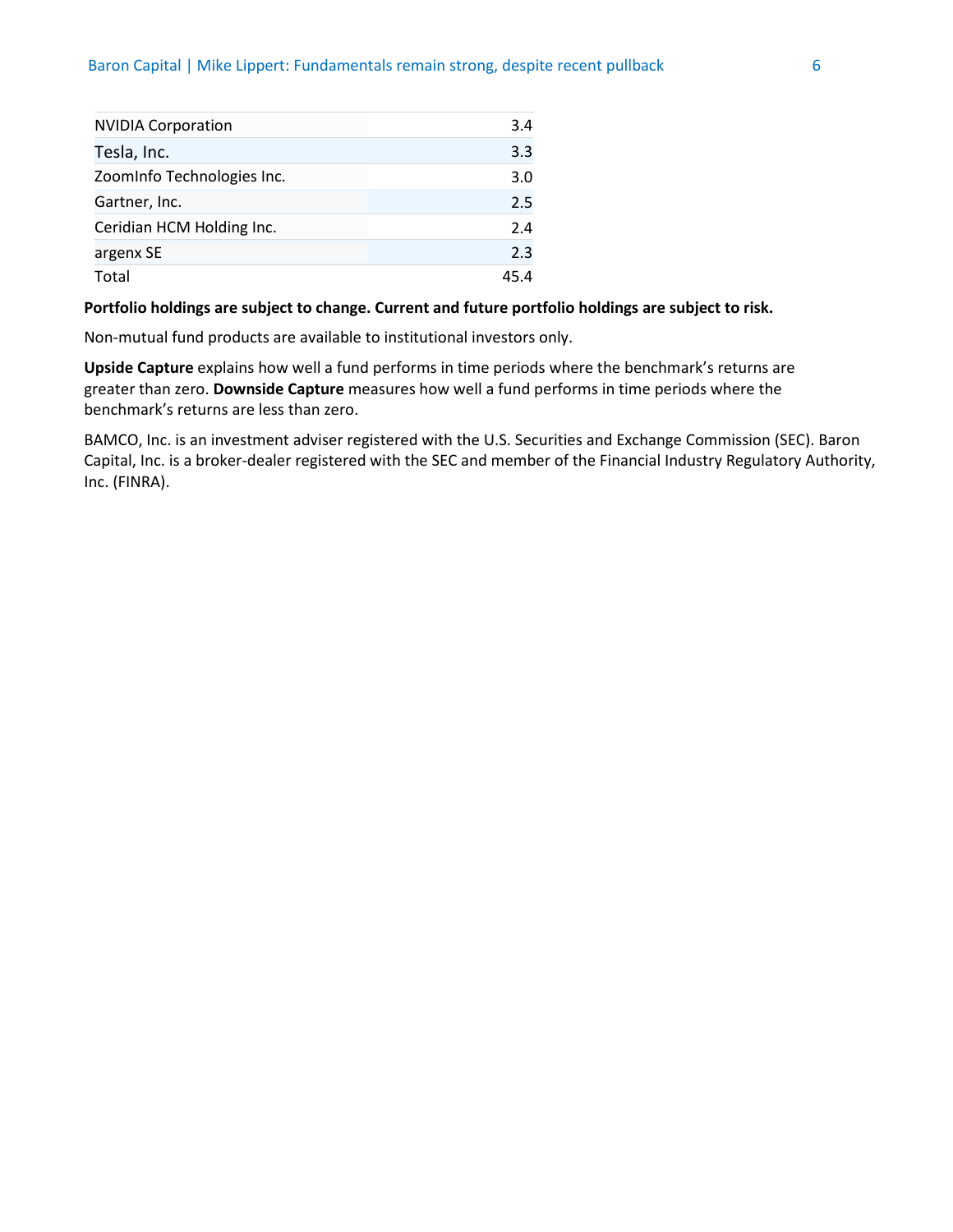| | |
|---|---|
| NVIDIA Corporation | 3.4 |
| Tesla, Inc. | 3.3 |
| ZoomInfo Technologies Inc. | 3.0 |
| Gartner, Inc. | 2.5 |
| Ceridian HCM Holding Inc. | 2.4 |
| argenx SE | 2.3 |
| Total | 45.4 |

**Portfolio holdings are subject to change. Current and future portfolio holdings are subject to risk.**

Non-mutual fund products are available to institutional investors only.

**Upside Capture** explains how well a fund performs in time periods where the benchmark's returns are greater than zero. **Downside Capture** measures how well a fund performs in time periods where the benchmark's returns are less than zero.

BAMCO, Inc. is an investment adviser registered with the U.S. Securities and Exchange Commission (SEC). Baron Capital, Inc. is a broker-dealer registered with the SEC and member of the Financial Industry Regulatory Authority, Inc. (FINRA).